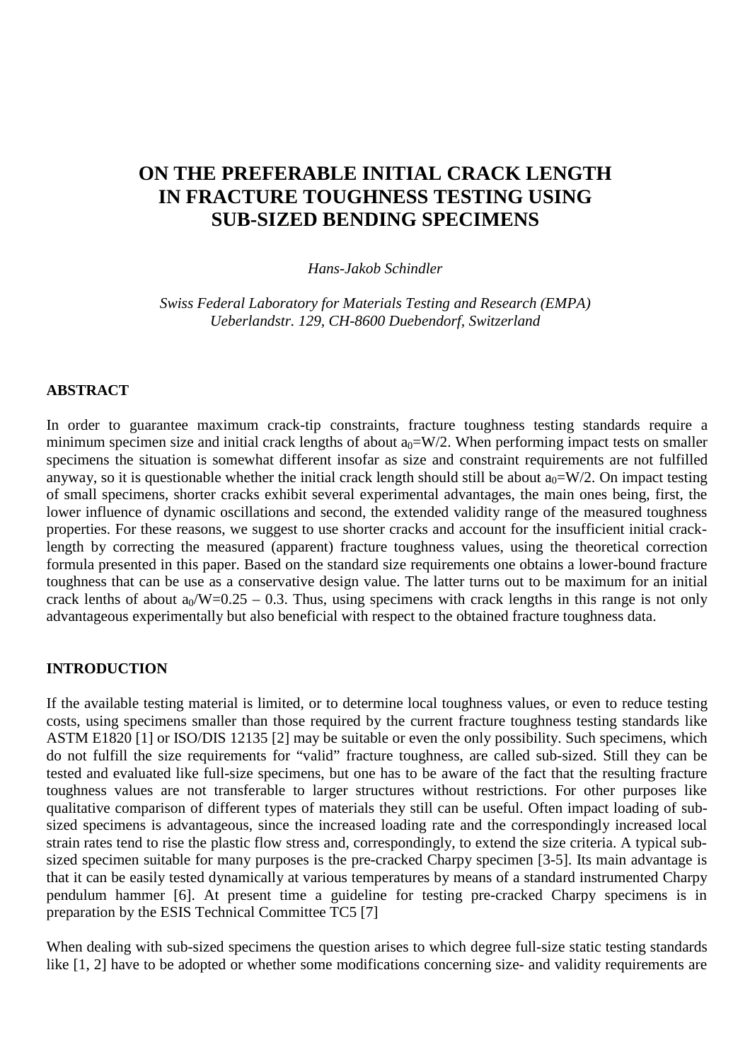# ON THE PREFERABLE INITIAL CRACK LENGTH IN FRACTURE TOUGHNESS TESTING USING SUB-SIZED BENDING SPECIMENS

*Hans-Jakob Schindler*

*Swiss Federal Laboratory for Materials Testing and Research (EMPA)*
*Ueberlandstr. 129, CH-8600 Duebendorf, Switzerland*

## ABSTRACT

In order to guarantee maximum crack-tip constraints, fracture toughness testing standards require a minimum specimen size and initial crack lengths of about $a_0$=W/2. When performing impact tests on smaller specimens the situation is somewhat different insofar as size and constraint requirements are not fulfilled anyway, so it is questionable whether the initial crack length should still be about $a_0$=W/2. On impact testing of small specimens, shorter cracks exhibit several experimental advantages, the main ones being, first, the lower influence of dynamic oscillations and second, the extended validity range of the measured toughness properties. For these reasons, we suggest to use shorter cracks and account for the insufficient initial crack-length by correcting the measured (apparent) fracture toughness values, using the theoretical correction formula presented in this paper. Based on the standard size requirements one obtains a lower-bound fracture toughness that can be use as a conservative design value. The latter turns out to be maximum for an initial crack lenths of about $a_0$/W=0.25 – 0.3. Thus, using specimens with crack lengths in this range is not only advantageous experimentally but also beneficial with respect to the obtained fracture toughness data.

## INTRODUCTION

If the available testing material is limited, or to determine local toughness values, or even to reduce testing costs, using specimens smaller than those required by the current fracture toughness testing standards like ASTM E1820 [1] or ISO/DIS 12135 [2] may be suitable or even the only possibility. Such specimens, which do not fulfill the size requirements for "valid" fracture toughness, are called sub-sized. Still they can be tested and evaluated like full-size specimens, but one has to be aware of the fact that the resulting fracture toughness values are not transferable to larger structures without restrictions. For other purposes like qualitative comparison of different types of materials they still can be useful. Often impact loading of sub-sized specimens is advantageous, since the increased loading rate and the correspondingly increased local strain rates tend to rise the plastic flow stress and, correspondingly, to extend the size criteria. A typical sub-sized specimen suitable for many purposes is the pre-cracked Charpy specimen [3-5]. Its main advantage is that it can be easily tested dynamically at various temperatures by means of a standard instrumented Charpy pendulum hammer [6]. At present time a guideline for testing pre-cracked Charpy specimens is in preparation by the ESIS Technical Committee TC5 [7]

When dealing with sub-sized specimens the question arises to which degree full-size static testing standards like [1, 2] have to be adopted or whether some modifications concerning size- and validity requirements are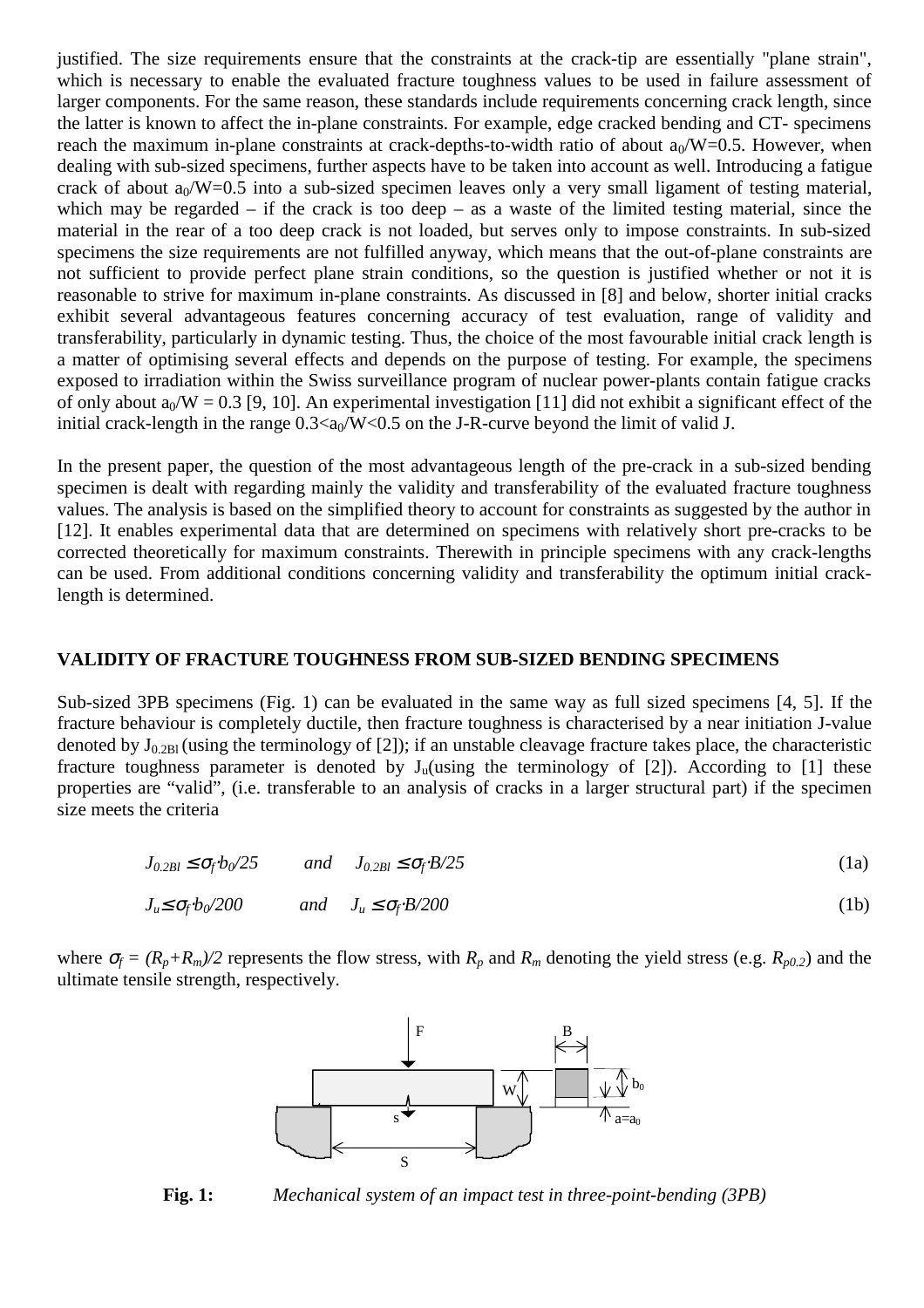justified. The size requirements ensure that the constraints at the crack-tip are essentially "plane strain", which is necessary to enable the evaluated fracture toughness values to be used in failure assessment of larger components. For the same reason, these standards include requirements concerning crack length, since the latter is known to affect the in-plane constraints. For example, edge cracked bending and CT- specimens reach the maximum in-plane constraints at crack-depths-to-width ratio of about $a_0/W=0.5$. However, when dealing with sub-sized specimens, further aspects have to be taken into account as well. Introducing a fatigue crack of about $a_0/W=0.5$ into a sub-sized specimen leaves only a very small ligament of testing material, which may be regarded – if the crack is too deep – as a waste of the limited testing material, since the material in the rear of a too deep crack is not loaded, but serves only to impose constraints. In sub-sized specimens the size requirements are not fulfilled anyway, which means that the out-of-plane constraints are not sufficient to provide perfect plane strain conditions, so the question is justified whether or not it is reasonable to strive for maximum in-plane constraints. As discussed in [8] and below, shorter initial cracks exhibit several advantageous features concerning accuracy of test evaluation, range of validity and transferability, particularly in dynamic testing. Thus, the choice of the most favourable initial crack length is a matter of optimising several effects and depends on the purpose of testing. For example, the specimens exposed to irradiation within the Swiss surveillance program of nuclear power-plants contain fatigue cracks of only about $a_0/W = 0.3$ [9, 10]. An experimental investigation [11] did not exhibit a significant effect of the initial crack-length in the range $0.3<a_0/W<0.5$ on the J-R-curve beyond the limit of valid J.

In the present paper, the question of the most advantageous length of the pre-crack in a sub-sized bending specimen is dealt with regarding mainly the validity and transferability of the evaluated fracture toughness values. The analysis is based on the simplified theory to account for constraints as suggested by the author in [12]. It enables experimental data that are determined on specimens with relatively short pre-cracks to be corrected theoretically for maximum constraints. Therewith in principle specimens with any crack-lengths can be used. From additional conditions concerning validity and transferability the optimum initial crack-length is determined.

## VALIDITY OF FRACTURE TOUGHNESS FROM SUB-SIZED BENDING SPECIMENS

Sub-sized 3PB specimens (Fig. 1) can be evaluated in the same way as full sized specimens [4, 5]. If the fracture behaviour is completely ductile, then fracture toughness is characterised by a near initiation J-value denoted by $J_{0.2Bl}$ (using the terminology of [2]); if an unstable cleavage fracture takes place, the characteristic fracture toughness parameter is denoted by $J_u$(using the terminology of [2]). According to [1] these properties are “valid”, (i.e. transferable to an analysis of cracks in a larger structural part) if the specimen size meets the criteria

$$J_{0.2Bl} \leq \sigma_f \cdot b_0/25 \qquad and \qquad J_{0.2Bl} \leq \sigma_f \cdot B/25 \tag{1a}$$

$$J_u \leq \sigma_f \cdot b_0/200 \qquad and \qquad J_u \leq \sigma_f \cdot B/200 \tag{1b}$$

where $\sigma_f = (R_p+R_m)/2$ represents the flow stress, with $R_p$ and $R_m$ denoting the yield stress (e.g. $R_{p0.2}$) and the ultimate tensile strength, respectively.

**Fig. 1:** *Mechanical system of an impact test in three-point-bending (3PB)*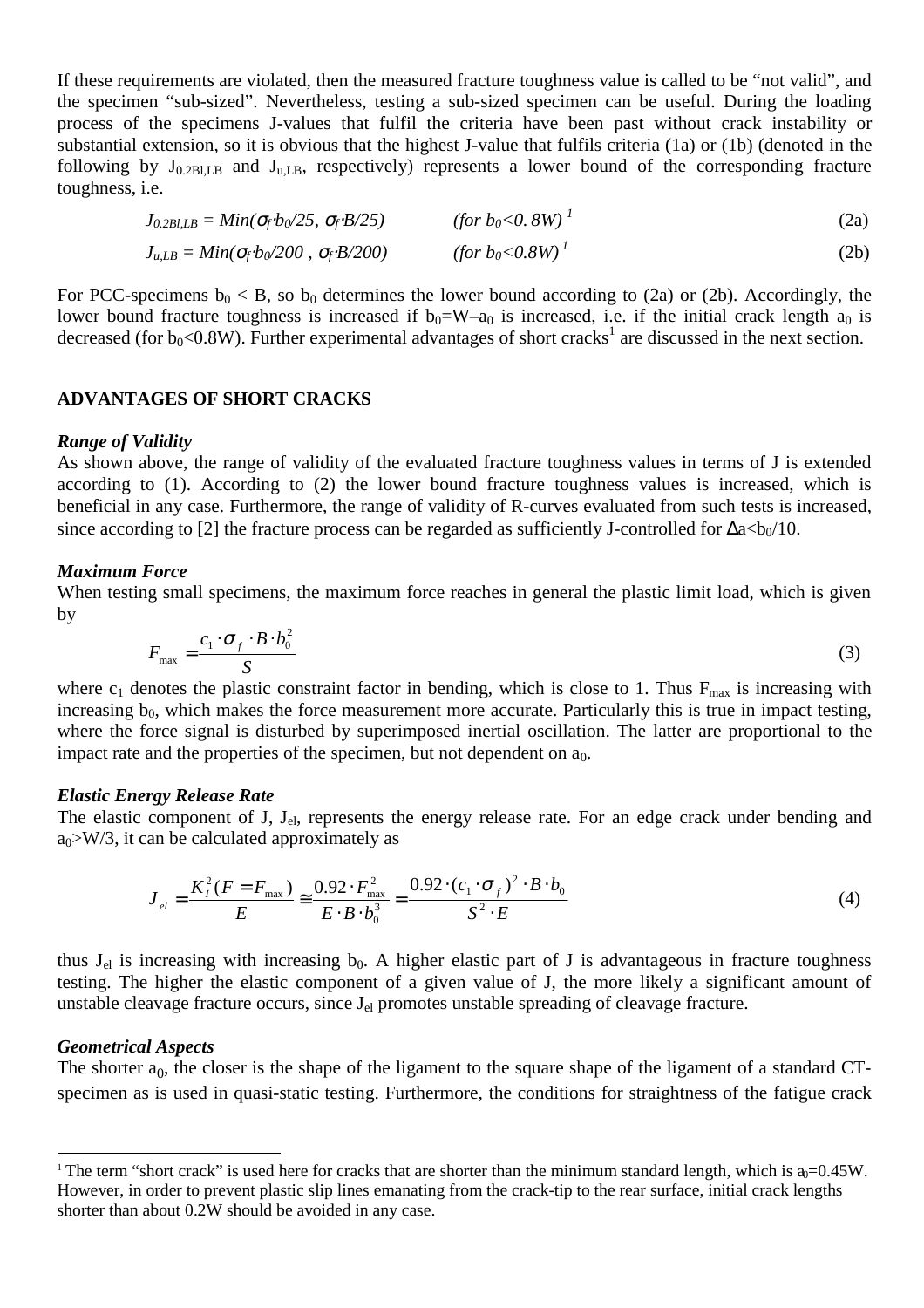If these requirements are violated, then the measured fracture toughness value is called to be "not valid", and the specimen "sub-sized". Nevertheless, testing a sub-sized specimen can be useful. During the loading process of the specimens J-values that fulfil the criteria have been past without crack instability or substantial extension, so it is obvious that the highest J-value that fulfils criteria (1a) or (1b) (denoted in the following by $J_{0.2Bl,LB}$ and $J_{u,LB}$, respectively) represents a lower bound of the corresponding fracture toughness, i.e.

$$J_{0.2Bl,LB} = Min(\sigma_f \cdot b_0/25,\ \sigma_f \cdot B/25) \qquad (\text{for } b_0<0.8W)\ [1] \tag{2a}$$

$$J_{u,LB} = Min(\sigma_f \cdot b_0/200,\ \sigma_f \cdot B/200) \qquad (\text{for } b_0<0.8W)\ [1] \tag{2b}$$

For PCC-specimens $b_0 < B$, so $b_0$ determines the lower bound according to (2a) or (2b). Accordingly, the lower bound fracture toughness is increased if $b_0=W–a_0$ is increased, i.e. if the initial crack length $a_0$ is decreased (for $b_0<0.8W$). Further experimental advantages of short cracks[1] are discussed in the next section.

## ADVANTAGES OF SHORT CRACKS

### *Range of Validity*

As shown above, the range of validity of the evaluated fracture toughness values in terms of J is extended according to (1). According to (2) the lower bound fracture toughness values is increased, which is beneficial in any case. Furthermore, the range of validity of R-curves evaluated from such tests is increased, since according to [2] the fracture process can be regarded as sufficiently J-controlled for $\Delta a<b_0/10$.

### *Maximum Force*

When testing small specimens, the maximum force reaches in general the plastic limit load, which is given by

$$F_{max} = \frac{c_1 \cdot \sigma_f \cdot B \cdot b_0^2}{S} \tag{3}$$

where $c_1$ denotes the plastic constraint factor in bending, which is close to 1. Thus $F_{max}$ is increasing with increasing $b_0$, which makes the force measurement more accurate. Particularly this is true in impact testing, where the force signal is disturbed by superimposed inertial oscillation. The latter are proportional to the impact rate and the properties of the specimen, but not dependent on $a_0$.

### *Elastic Energy Release Rate*

The elastic component of J, $J_{el}$, represents the energy release rate. For an edge crack under bending and $a_0>W/3$, it can be calculated approximately as

$$J_{el} = \frac{K_I^2(F = F_{max})}{E} \cong \frac{0.92 \cdot F_{max}^2}{E \cdot B \cdot b_0^3} = \frac{0.92 \cdot (c_1 \cdot \sigma_f)^2 \cdot B \cdot b_0}{S^2 \cdot E} \tag{4}$$

thus $J_{el}$ is increasing with increasing $b_0$. A higher elastic part of J is advantageous in fracture toughness testing. The higher the elastic component of a given value of J, the more likely a significant amount of unstable cleavage fracture occurs, since $J_{el}$ promotes unstable spreading of cleavage fracture.

### *Geometrical Aspects*

The shorter $a_0$, the closer is the shape of the ligament to the square shape of the ligament of a standard CT-specimen as is used in quasi-static testing. Furthermore, the conditions for straightness of the fatigue crack

---

[1] The term "short crack" is used here for cracks that are shorter than the minimum standard length, which is $a_0=0.45W$. However, in order to prevent plastic slip lines emanating from the crack-tip to the rear surface, initial crack lengths shorter than about 0.2W should be avoided in any case.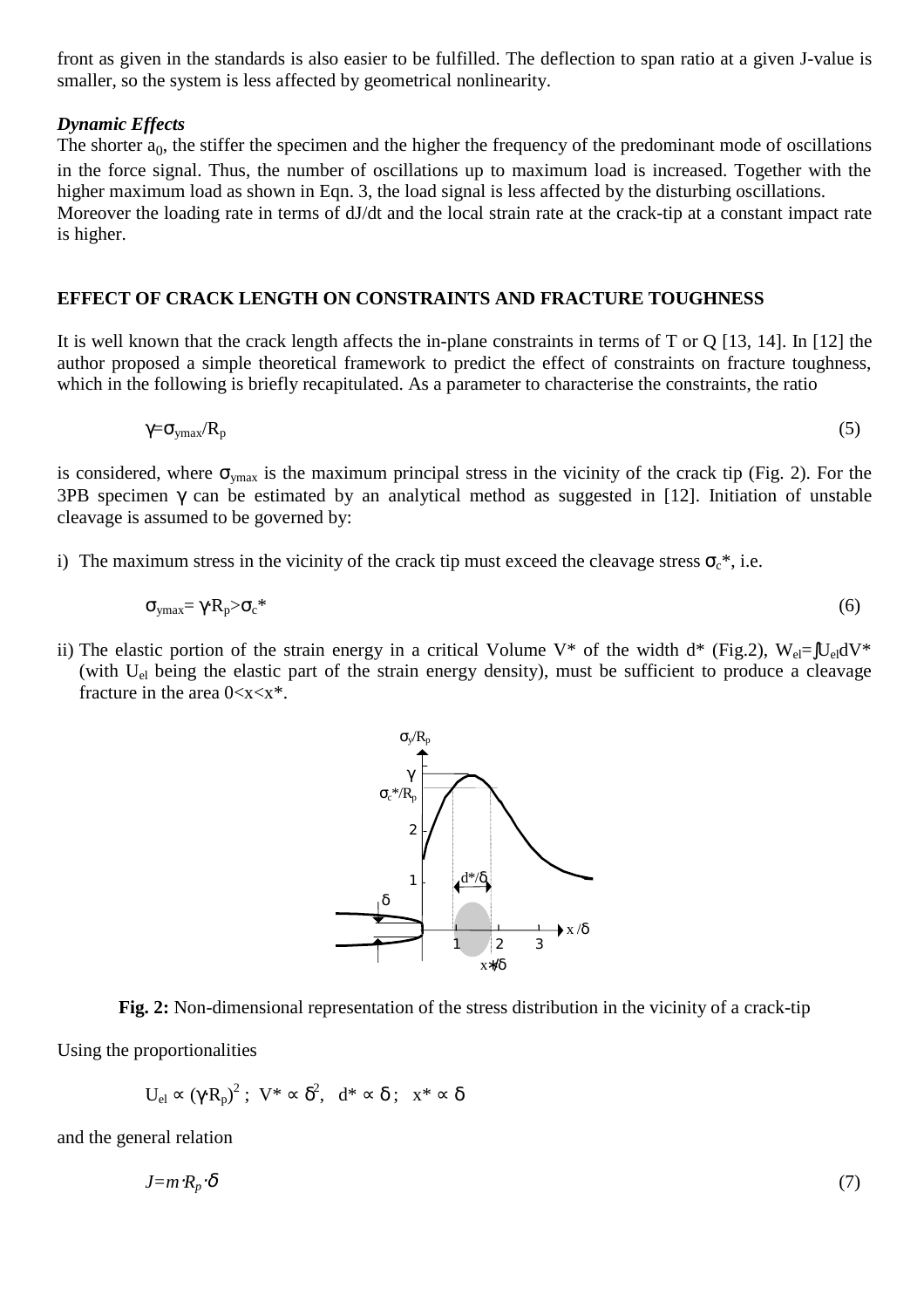front as given in the standards is also easier to be fulfilled. The deflection to span ratio at a given J-value is smaller, so the system is less affected by geometrical nonlinearity.

***Dynamic Effects***

The shorter $a_0$, the stiffer the specimen and the higher the frequency of the predominant mode of oscillations in the force signal. Thus, the number of oscillations up to maximum load is increased. Together with the higher maximum load as shown in Eqn. 3, the load signal is less affected by the disturbing oscillations. Moreover the loading rate in terms of dJ/dt and the local strain rate at the crack-tip at a constant impact rate is higher.

## EFFECT OF CRACK LENGTH ON CONSTRAINTS AND FRACTURE TOUGHNESS

It is well known that the crack length affects the in-plane constraints in terms of T or Q [13, 14]. In [12] the author proposed a simple theoretical framework to predict the effect of constraints on fracture toughness, which in the following is briefly recapitulated. As a parameter to characterise the constraints, the ratio

$$\gamma = \sigma_{ymax}/R_p \tag{5}$$

is considered, where $\sigma_{ymax}$ is the maximum principal stress in the vicinity of the crack tip (Fig. 2). For the 3PB specimen $\gamma$ can be estimated by an analytical method as suggested in [12]. Initiation of unstable cleavage is assumed to be governed by:

i) The maximum stress in the vicinity of the crack tip must exceed the cleavage stress $\sigma_c^*$, i.e.

$$\sigma_{ymax} = \gamma \cdot R_p > \sigma_c^* \tag{6}$$

ii) The elastic portion of the strain energy in a critical Volume V* of the width d* (Fig.2), $W_{el} = \int U_{el} dV^*$ (with $U_{el}$ being the elastic part of the strain energy density), must be sufficient to produce a cleavage fracture in the area $0<x<x^*$.

**Fig. 2:** Non-dimensional representation of the stress distribution in the vicinity of a crack-tip

Using the proportionalities

$$U_{el} \propto (\gamma \cdot R_p)^2 \,;\ \ V^* \propto \delta^2,\ \ d^* \propto \delta\,;\ \ x^* \propto \delta$$

and the general relation

$$J = m \cdot R_p \cdot \delta \tag{7}$$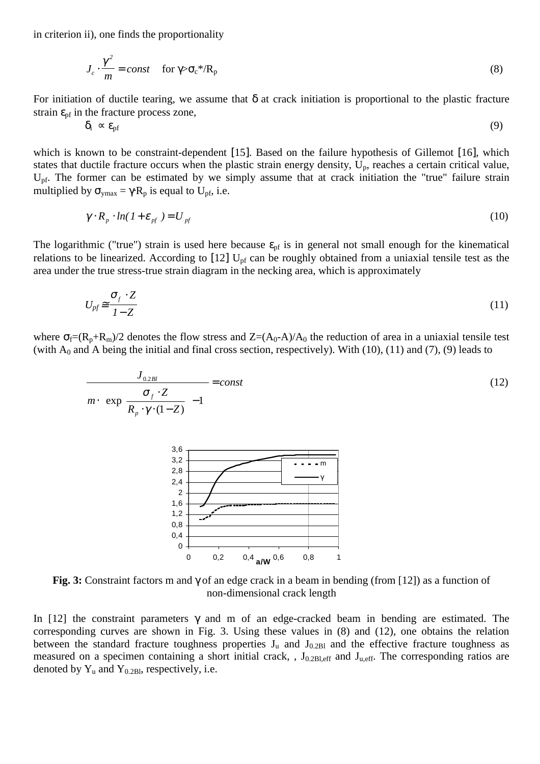in criterion ii), one finds the proportionality

$$J_c \cdot \frac{\gamma^2}{m} = const \quad \text{for } \gamma > \sigma_c^*/R_p \tag{8}$$

For initiation of ductile tearing, we assume that $\delta$ at crack initiation is proportional to the plastic fracture strain $\varepsilon_{pf}$ in the fracture process zone,

$$\delta_i \propto \varepsilon_{pf} \tag{9}$$

which is known to be constraint-dependent [15]. Based on the failure hypothesis of Gillemot [16], which states that ductile fracture occurs when the plastic strain energy density, $U_p$, reaches a certain critical value, $U_{pf}$. The former can be estimated by we simply assume that at crack initiation the "true" failure strain multiplied by $\sigma_{ymax} = \gamma R_p$ is equal to $U_{pf}$, i.e.

$$\gamma \cdot R_p \cdot ln(1 + \varepsilon_{pf}) = U_{pf} \tag{10}$$

The logarithmic ("true") strain is used here because $\varepsilon_{pf}$ is in general not small enough for the kinematical relations to be linearized. According to [12] $U_{pf}$ can be roughly obtained from a uniaxial tensile test as the area under the true stress-true strain diagram in the necking area, which is approximately

$$U_{pf} \cong \frac{\sigma_f \cdot Z}{1 - Z} \tag{11}$$

where $\sigma_f=(R_p+R_m)/2$ denotes the flow stress and $Z=(A_0-A)/A_0$ the reduction of area in a uniaxial tensile test (with $A_0$ and $A$ being the initial and final cross section, respectively). With (10), (11) and (7), (9) leads to

$$\frac{J_{0.2Bl}}{m \cdot \left( \exp\left( \frac{\sigma_f \cdot Z}{R_p \cdot \gamma \cdot (1 - Z)} \right) - 1 \right)} = const \tag{12}$$

**Fig. 3:** Constraint factors m and $\gamma$ of an edge crack in a beam in bending (from [12]) as a function of non-dimensional crack length

In [12] the constraint parameters $\gamma$ and m of an edge-cracked beam in bending are estimated. The corresponding curves are shown in Fig. 3. Using these values in (8) and (12), one obtains the relation between the standard fracture toughness properties $J_u$ and $J_{0.2Bl}$ and the effective fracture toughness as measured on a specimen containing a short initial crack, , $J_{0.2Bl,eff}$ and $J_{u,eff}$. The corresponding ratios are denoted by $Y_u$ and $Y_{0.2Bl}$, respectively, i.e.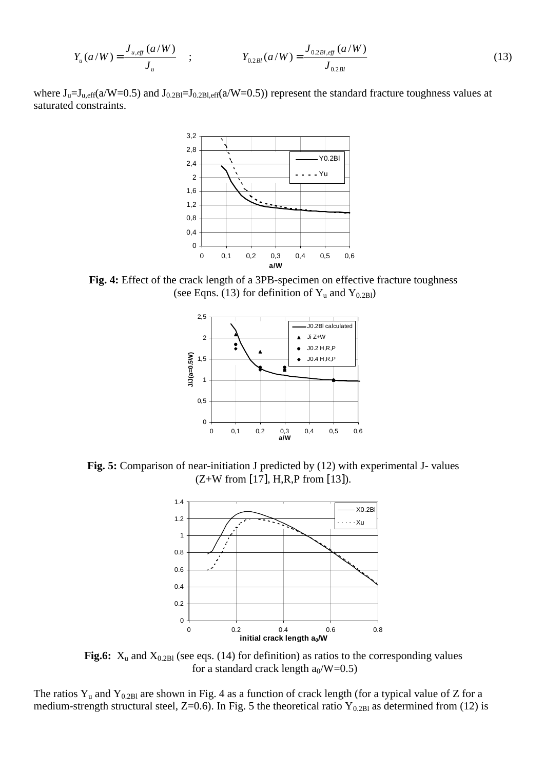$$Y_u(a/W) = \frac{J_{u,eff}(a/W)}{J_u} \quad ; \qquad Y_{0.2Bl}(a/W) = \frac{J_{0.2Bl,eff}(a/W)}{J_{0.2Bl}} \tag{13}$$

where $J_u = J_{u,eff}(a/W=0.5)$ and $J_{0.2Bl} = J_{0.2Bl,eff}(a/W=0.5)$) represent the standard fracture toughness values at saturated constraints.

**Fig. 4:** Effect of the crack length of a 3PB-specimen on effective fracture toughness (see Eqns. (13) for definition of $Y_u$ and $Y_{0.2Bl}$)

**Fig. 5:** Comparison of near-initiation J predicted by (12) with experimental J- values (Z+W from [17], H,R,P from [13]).

**Fig.6:** $X_u$ and $X_{0.2Bl}$ (see eqs. (14) for definition) as ratios to the corresponding values for a standard crack length $a_0/W=0.5$)

The ratios $Y_u$ and $Y_{0.2Bl}$ are shown in Fig. 4 as a function of crack length (for a typical value of Z for a medium-strength structural steel, Z=0.6). In Fig. 5 the theoretical ratio $Y_{0.2Bl}$ as determined from (12) is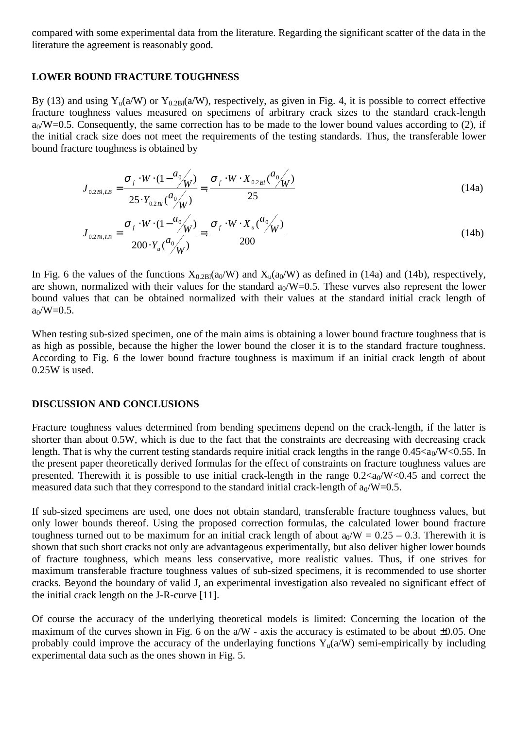compared with some experimental data from the literature. Regarding the significant scatter of the data in the literature the agreement is reasonably good.

## LOWER BOUND FRACTURE TOUGHNESS

By (13) and using $Y_u(a/W)$ or $Y_{0.2Bl}(a/W)$, respectively, as given in Fig. 4, it is possible to correct effective fracture toughness values measured on specimens of arbitrary crack sizes to the standard crack-length $a_0/W=0.5$. Consequently, the same correction has to be made to the lower bound values according to (2), if the initial crack size does not meet the requirements of the testing standards. Thus, the transferable lower bound fracture toughness is obtained by

$$J_{0.2Bl,LB} = \frac{\sigma_f \cdot W \cdot (1 - a_0/W)}{25 \cdot Y_{0.2Bl}(a_0/W)} =: \frac{\sigma_f \cdot W \cdot X_{0.2Bl}(a_0/W)}{25} \tag{14a}$$

$$J_{0.2Bl,LB} = \frac{\sigma_f \cdot W \cdot (1 - a_0/W)}{200 \cdot Y_u(a_0/W)} =: \frac{\sigma_f \cdot W \cdot X_u(a_0/W)}{200} \tag{14b}$$

In Fig. 6 the values of the functions $X_{0.2Bl}(a_0/W)$ and $X_u(a_0/W)$ as defined in (14a) and (14b), respectively, are shown, normalized with their values for the standard $a_0/W=0.5$. These vurves also represent the lower bound values that can be obtained normalized with their values at the standard initial crack length of $a_0/W=0.5$.

When testing sub-sized specimen, one of the main aims is obtaining a lower bound fracture toughness that is as high as possible, because the higher the lower bound the closer it is to the standard fracture toughness. According to Fig. 6 the lower bound fracture toughness is maximum if an initial crack length of about 0.25W is used.

## DISCUSSION AND CONCLUSIONS

Fracture toughness values determined from bending specimens depend on the crack-length, if the latter is shorter than about 0.5W, which is due to the fact that the constraints are decreasing with decreasing crack length. That is why the current testing standards require initial crack lengths in the range $0.45<a_0/W<0.55$. In the present paper theoretically derived formulas for the effect of constraints on fracture toughness values are presented. Therewith it is possible to use initial crack-length in the range $0.2<a_0/W<0.45$ and correct the measured data such that they correspond to the standard initial crack-length of $a_0/W=0.5$.

If sub-sized specimens are used, one does not obtain standard, transferable fracture toughness values, but only lower bounds thereof. Using the proposed correction formulas, the calculated lower bound fracture toughness turned out to be maximum for an initial crack length of about $a_0/W = 0.25 – 0.3$. Therewith it is shown that such short cracks not only are advantageous experimentally, but also deliver higher lower bounds of fracture toughness, which means less conservative, more realistic values. Thus, if one strives for maximum transferable fracture toughness values of sub-sized specimens, it is recommended to use shorter cracks. Beyond the boundary of valid J, an experimental investigation also revealed no significant effect of the initial crack length on the J-R-curve [11].

Of course the accuracy of the underlying theoretical models is limited: Concerning the location of the maximum of the curves shown in Fig. 6 on the a/W - axis the accuracy is estimated to be about ±0.05. One probably could improve the accuracy of the underlaying functions $Y_u(a/W)$ semi-empirically by including experimental data such as the ones shown in Fig. 5.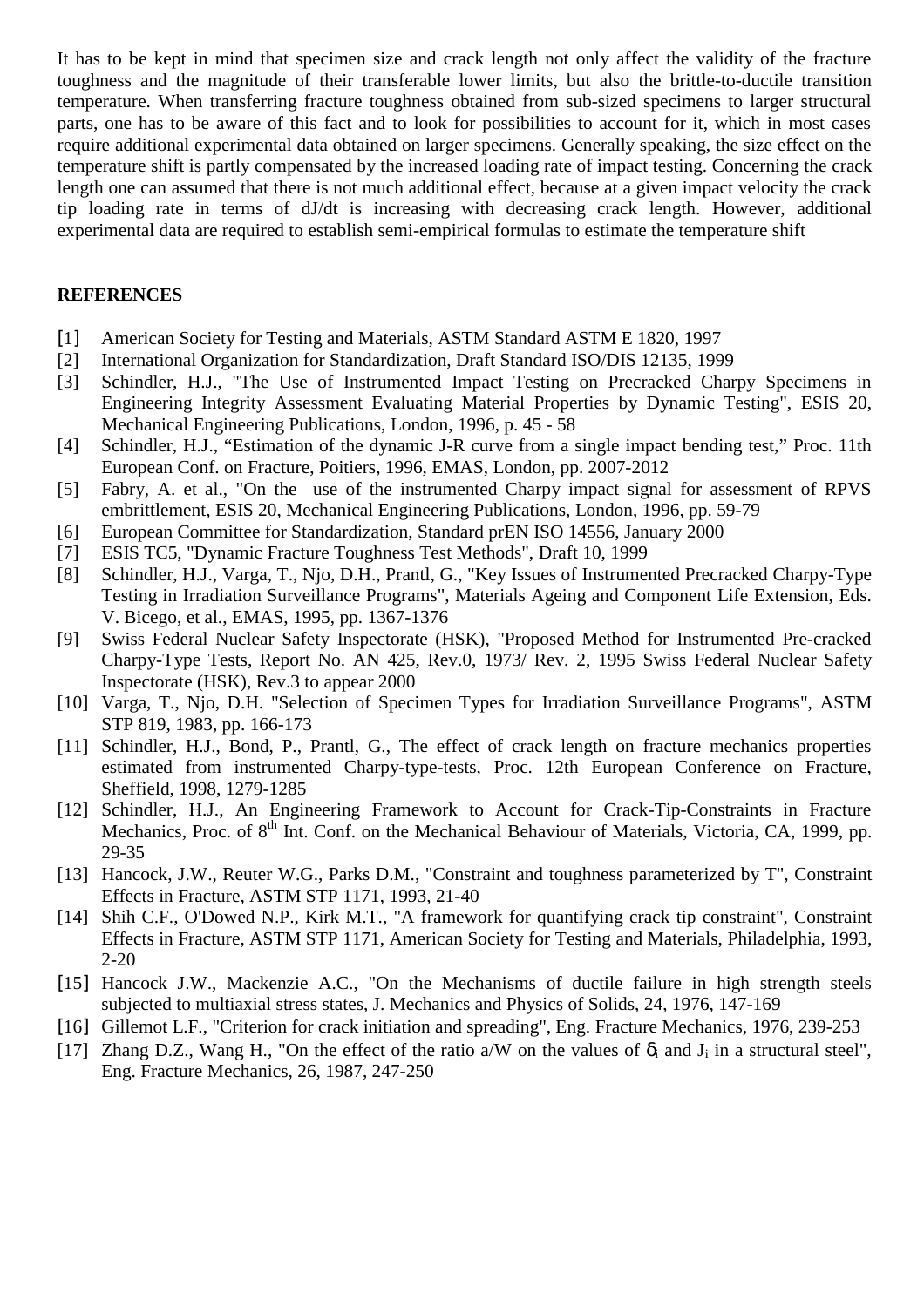It has to be kept in mind that specimen size and crack length not only affect the validity of the fracture toughness and the magnitude of their transferable lower limits, but also the brittle-to-ductile transition temperature. When transferring fracture toughness obtained from sub-sized specimens to larger structural parts, one has to be aware of this fact and to look for possibilities to account for it, which in most cases require additional experimental data obtained on larger specimens. Generally speaking, the size effect on the temperature shift is partly compensated by the increased loading rate of impact testing. Concerning the crack length one can assumed that there is not much additional effect, because at a given impact velocity the crack tip loading rate in terms of dJ/dt is increasing with decreasing crack length. However, additional experimental data are required to establish semi-empirical formulas to estimate the temperature shift

**REFERENCES**

[1] American Society for Testing and Materials, ASTM Standard ASTM E 1820, 1997

[2] International Organization for Standardization, Draft Standard ISO/DIS 12135, 1999

[3] Schindler, H.J., "The Use of Instrumented Impact Testing on Precracked Charpy Specimens in Engineering Integrity Assessment Evaluating Material Properties by Dynamic Testing", ESIS 20, Mechanical Engineering Publications, London, 1996, p. 45 - 58

[4] Schindler, H.J., "Estimation of the dynamic J-R curve from a single impact bending test," Proc. 11th European Conf. on Fracture, Poitiers, 1996, EMAS, London, pp. 2007-2012

[5] Fabry, A. et al., "On the use of the instrumented Charpy impact signal for assessment of RPVS embrittlement, ESIS 20, Mechanical Engineering Publications, London, 1996, pp. 59-79

[6] European Committee for Standardization, Standard prEN ISO 14556, January 2000

[7] ESIS TC5, "Dynamic Fracture Toughness Test Methods", Draft 10, 1999

[8] Schindler, H.J., Varga, T., Njo, D.H., Prantl, G., "Key Issues of Instrumented Precracked Charpy-Type Testing in Irradiation Surveillance Programs", Materials Ageing and Component Life Extension, Eds. V. Bicego, et al., EMAS, 1995, pp. 1367-1376

[9] Swiss Federal Nuclear Safety Inspectorate (HSK), "Proposed Method for Instrumented Pre-cracked Charpy-Type Tests, Report No. AN 425, Rev.0, 1973/ Rev. 2, 1995 Swiss Federal Nuclear Safety Inspectorate (HSK), Rev.3 to appear 2000

[10] Varga, T., Njo, D.H. "Selection of Specimen Types for Irradiation Surveillance Programs", ASTM STP 819, 1983, pp. 166-173

[11] Schindler, H.J., Bond, P., Prantl, G., The effect of crack length on fracture mechanics properties estimated from instrumented Charpy-type-tests, Proc. 12th European Conference on Fracture, Sheffield, 1998, 1279-1285

[12] Schindler, H.J., An Engineering Framework to Account for Crack-Tip-Constraints in Fracture Mechanics, Proc. of 8$^{th}$ Int. Conf. on the Mechanical Behaviour of Materials, Victoria, CA, 1999, pp. 29-35

[13] Hancock, J.W., Reuter W.G., Parks D.M., "Constraint and toughness parameterized by T", Constraint Effects in Fracture, ASTM STP 1171, 1993, 21-40

[14] Shih C.F., O'Dowed N.P., Kirk M.T., "A framework for quantifying crack tip constraint", Constraint Effects in Fracture, ASTM STP 1171, American Society for Testing and Materials, Philadelphia, 1993, 2-20

[15] Hancock J.W., Mackenzie A.C., "On the Mechanisms of ductile failure in high strength steels subjected to multiaxial stress states, J. Mechanics and Physics of Solids, 24, 1976, 147-169

[16] Gillemot L.F., "Criterion for crack initiation and spreading", Eng. Fracture Mechanics, 1976, 239-253

[17] Zhang D.Z., Wang H., "On the effect of the ratio a/W on the values of $\delta_i$ and $J_i$ in a structural steel", Eng. Fracture Mechanics, 26, 1987, 247-250